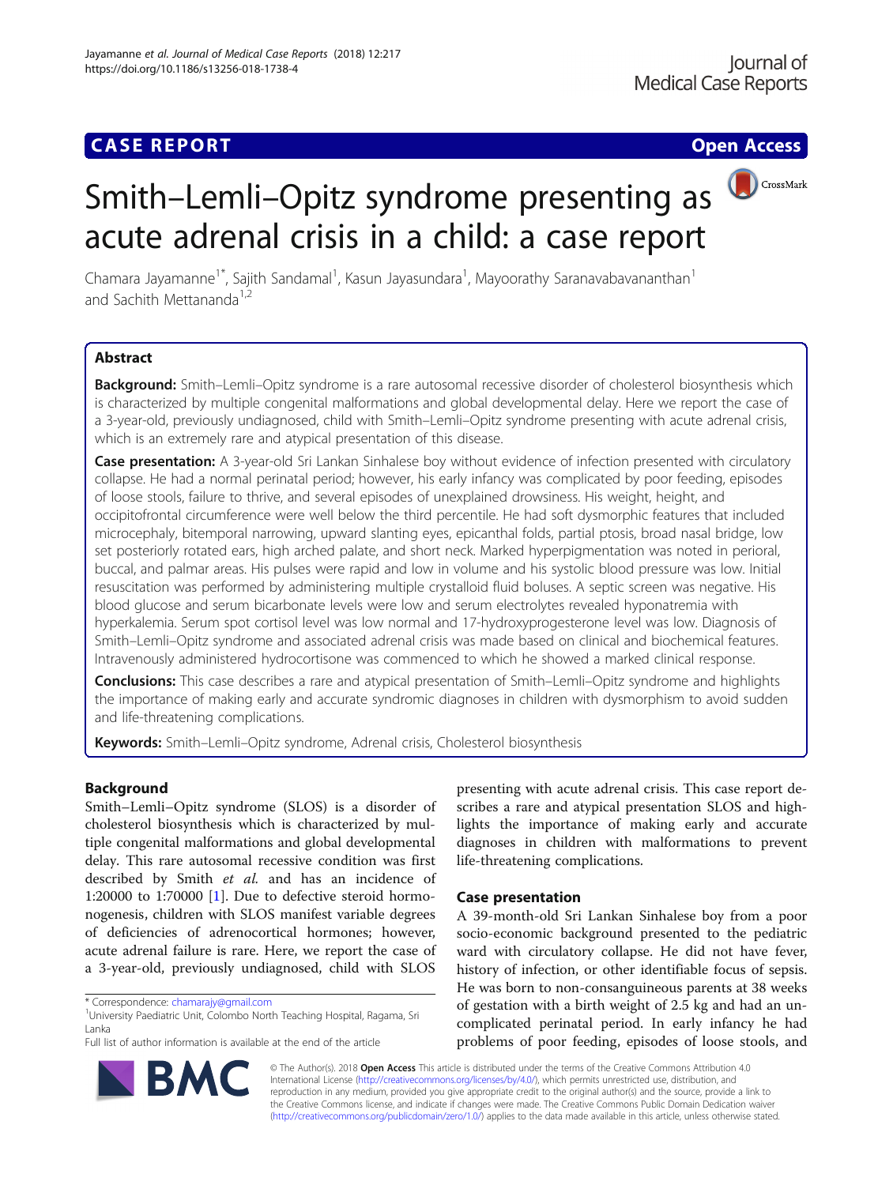# CASE REPORT

**Open Access**

# Smith–Lemli–Opitz syndrome presenting as acute adrenal crisis in a child: a case report

Chamara Jayamanne[1*], Sajith Sandamal[1], Kasun Jayasundara[1], Mayoorathy Saranavabavananthan[1] and Sachith Mettananda[1,2]

## Abstract

**Background:** Smith–Lemli–Opitz syndrome is a rare autosomal recessive disorder of cholesterol biosynthesis which is characterized by multiple congenital malformations and global developmental delay. Here we report the case of a 3-year-old, previously undiagnosed, child with Smith–Lemli–Opitz syndrome presenting with acute adrenal crisis, which is an extremely rare and atypical presentation of this disease.

**Case presentation:** A 3-year-old Sri Lankan Sinhalese boy without evidence of infection presented with circulatory collapse. He had a normal perinatal period; however, his early infancy was complicated by poor feeding, episodes of loose stools, failure to thrive, and several episodes of unexplained drowsiness. His weight, height, and occipitofrontal circumference were well below the third percentile. He had soft dysmorphic features that included microcephaly, bitemporal narrowing, upward slanting eyes, epicanthal folds, partial ptosis, broad nasal bridge, low set posteriorly rotated ears, high arched palate, and short neck. Marked hyperpigmentation was noted in perioral, buccal, and palmar areas. His pulses were rapid and low in volume and his systolic blood pressure was low. Initial resuscitation was performed by administering multiple crystalloid fluid boluses. A septic screen was negative. His blood glucose and serum bicarbonate levels were low and serum electrolytes revealed hyponatremia with hyperkalemia. Serum spot cortisol level was low normal and 17-hydroxyprogesterone level was low. Diagnosis of Smith–Lemli–Opitz syndrome and associated adrenal crisis was made based on clinical and biochemical features. Intravenously administered hydrocortisone was commenced to which he showed a marked clinical response.

**Conclusions:** This case describes a rare and atypical presentation of Smith–Lemli–Opitz syndrome and highlights the importance of making early and accurate syndromic diagnoses in children with dysmorphism to avoid sudden and life-threatening complications.

**Keywords:** Smith–Lemli–Opitz syndrome, Adrenal crisis, Cholesterol biosynthesis

## Background

Smith–Lemli–Opitz syndrome (SLOS) is a disorder of cholesterol biosynthesis which is characterized by multiple congenital malformations and global developmental delay. This rare autosomal recessive condition was first described by Smith *et al.* and has an incidence of 1:20000 to 1:70000 [1]. Due to defective steroid hormonogenesis, children with SLOS manifest variable degrees of deficiencies of adrenocortical hormones; however, acute adrenal failure is rare. Here, we report the case of a 3-year-old, previously undiagnosed, child with SLOS presenting with acute adrenal crisis. This case report describes a rare and atypical presentation SLOS and highlights the importance of making early and accurate diagnoses in children with malformations to prevent life-threatening complications.

## Case presentation

A 39-month-old Sri Lankan Sinhalese boy from a poor socio-economic background presented to the pediatric ward with circulatory collapse. He did not have fever, history of infection, or other identifiable focus of sepsis. He was born to non-consanguineous parents at 38 weeks of gestation with a birth weight of 2.5 kg and had an uncomplicated perinatal period. In early infancy he had problems of poor feeding, episodes of loose stools, and

\* Correspondence: chamarajy@gmail.com
[1]University Paediatric Unit, Colombo North Teaching Hospital, Ragama, Sri Lanka
Full list of author information is available at the end of the article

© The Author(s). 2018 **Open Access** This article is distributed under the terms of the Creative Commons Attribution 4.0 International License (http://creativecommons.org/licenses/by/4.0/), which permits unrestricted use, distribution, and reproduction in any medium, provided you give appropriate credit to the original author(s) and the source, provide a link to the Creative Commons license, and indicate if changes were made. The Creative Commons Public Domain Dedication waiver (http://creativecommons.org/publicdomain/zero/1.0/) applies to the data made available in this article, unless otherwise stated.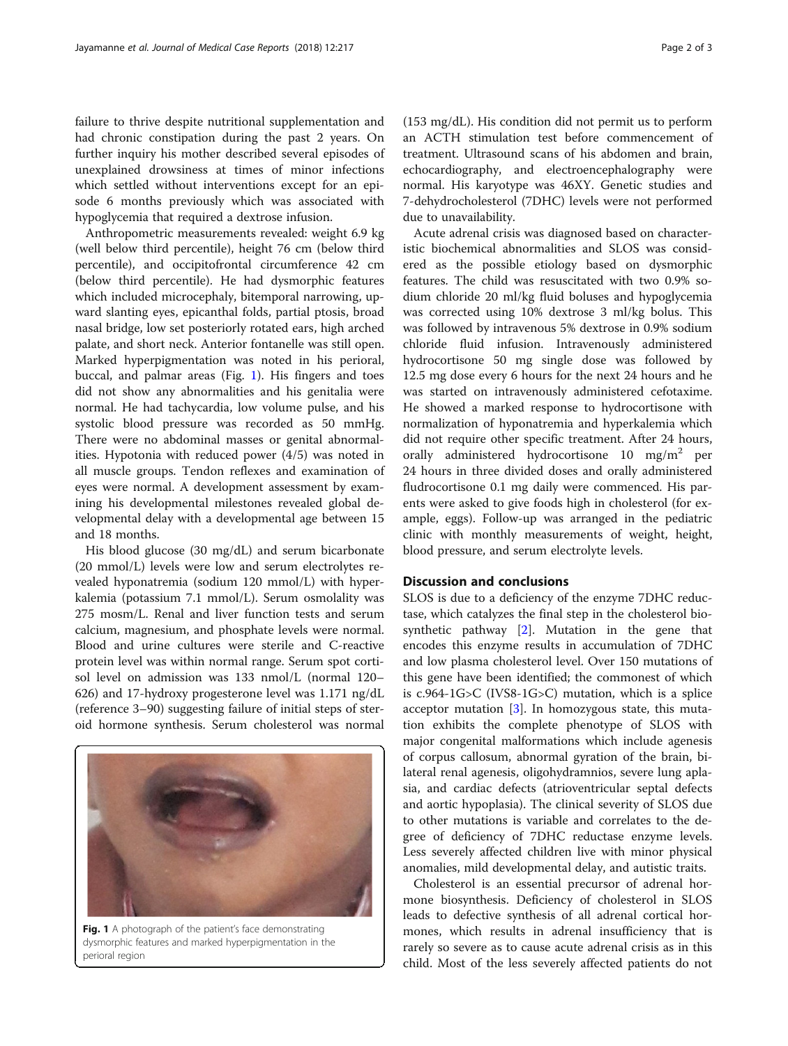failure to thrive despite nutritional supplementation and had chronic constipation during the past 2 years. On further inquiry his mother described several episodes of unexplained drowsiness at times of minor infections which settled without interventions except for an episode 6 months previously which was associated with hypoglycemia that required a dextrose infusion.

Anthropometric measurements revealed: weight 6.9 kg (well below third percentile), height 76 cm (below third percentile), and occipitofrontal circumference 42 cm (below third percentile). He had dysmorphic features which included microcephaly, bitemporal narrowing, upward slanting eyes, epicanthal folds, partial ptosis, broad nasal bridge, low set posteriorly rotated ears, high arched palate, and short neck. Anterior fontanelle was still open. Marked hyperpigmentation was noted in his perioral, buccal, and palmar areas (Fig. 1). His fingers and toes did not show any abnormalities and his genitalia were normal. He had tachycardia, low volume pulse, and his systolic blood pressure was recorded as 50 mmHg. There were no abdominal masses or genital abnormalities. Hypotonia with reduced power (4/5) was noted in all muscle groups. Tendon reflexes and examination of eyes were normal. A development assessment by examining his developmental milestones revealed global developmental delay with a developmental age between 15 and 18 months.

His blood glucose (30 mg/dL) and serum bicarbonate (20 mmol/L) levels were low and serum electrolytes revealed hyponatremia (sodium 120 mmol/L) with hyperkalemia (potassium 7.1 mmol/L). Serum osmolality was 275 mosm/L. Renal and liver function tests and serum calcium, magnesium, and phosphate levels were normal. Blood and urine cultures were sterile and C-reactive protein level was within normal range. Serum spot cortisol level on admission was 133 nmol/L (normal 120–626) and 17-hydroxy progesterone level was 1.171 ng/dL (reference 3–90) suggesting failure of initial steps of steroid hormone synthesis. Serum cholesterol was normal (153 mg/dL). His condition did not permit us to perform an ACTH stimulation test before commencement of treatment. Ultrasound scans of his abdomen and brain, echocardiography, and electroencephalography were normal. His karyotype was 46XY. Genetic studies and 7-dehydrocholesterol (7DHC) levels were not performed due to unavailability.

Fig. 1 A photograph of the patient's face demonstrating dysmorphic features and marked hyperpigmentation in the perioral region

Acute adrenal crisis was diagnosed based on characteristic biochemical abnormalities and SLOS was considered as the possible etiology based on dysmorphic features. The child was resuscitated with two 0.9% sodium chloride 20 ml/kg fluid boluses and hypoglycemia was corrected using 10% dextrose 3 ml/kg bolus. This was followed by intravenous 5% dextrose in 0.9% sodium chloride fluid infusion. Intravenously administered hydrocortisone 50 mg single dose was followed by 12.5 mg dose every 6 hours for the next 24 hours and he was started on intravenously administered cefotaxime. He showed a marked response to hydrocortisone with normalization of hyponatremia and hyperkalemia which did not require other specific treatment. After 24 hours, orally administered hydrocortisone 10 $mg/m^2$ per 24 hours in three divided doses and orally administered fludrocortisone 0.1 mg daily were commenced. His parents were asked to give foods high in cholesterol (for example, eggs). Follow-up was arranged in the pediatric clinic with monthly measurements of weight, height, blood pressure, and serum electrolyte levels.

## Discussion and conclusions

SLOS is due to a deficiency of the enzyme 7DHC reductase, which catalyzes the final step in the cholesterol biosynthetic pathway [2]. Mutation in the gene that encodes this enzyme results in accumulation of 7DHC and low plasma cholesterol level. Over 150 mutations of this gene have been identified; the commonest of which is c.964-1G>C (IVS8-1G>C) mutation, which is a splice acceptor mutation [3]. In homozygous state, this mutation exhibits the complete phenotype of SLOS with major congenital malformations which include agenesis of corpus callosum, abnormal gyration of the brain, bilateral renal agenesis, oligohydramnios, severe lung aplasia, and cardiac defects (atrioventricular septal defects and aortic hypoplasia). The clinical severity of SLOS due to other mutations is variable and correlates to the degree of deficiency of 7DHC reductase enzyme levels. Less severely affected children live with minor physical anomalies, mild developmental delay, and autistic traits.

Cholesterol is an essential precursor of adrenal hormone biosynthesis. Deficiency of cholesterol in SLOS leads to defective synthesis of all adrenal cortical hormones, which results in adrenal insufficiency that is rarely so severe as to cause acute adrenal crisis as in this child. Most of the less severely affected patients do not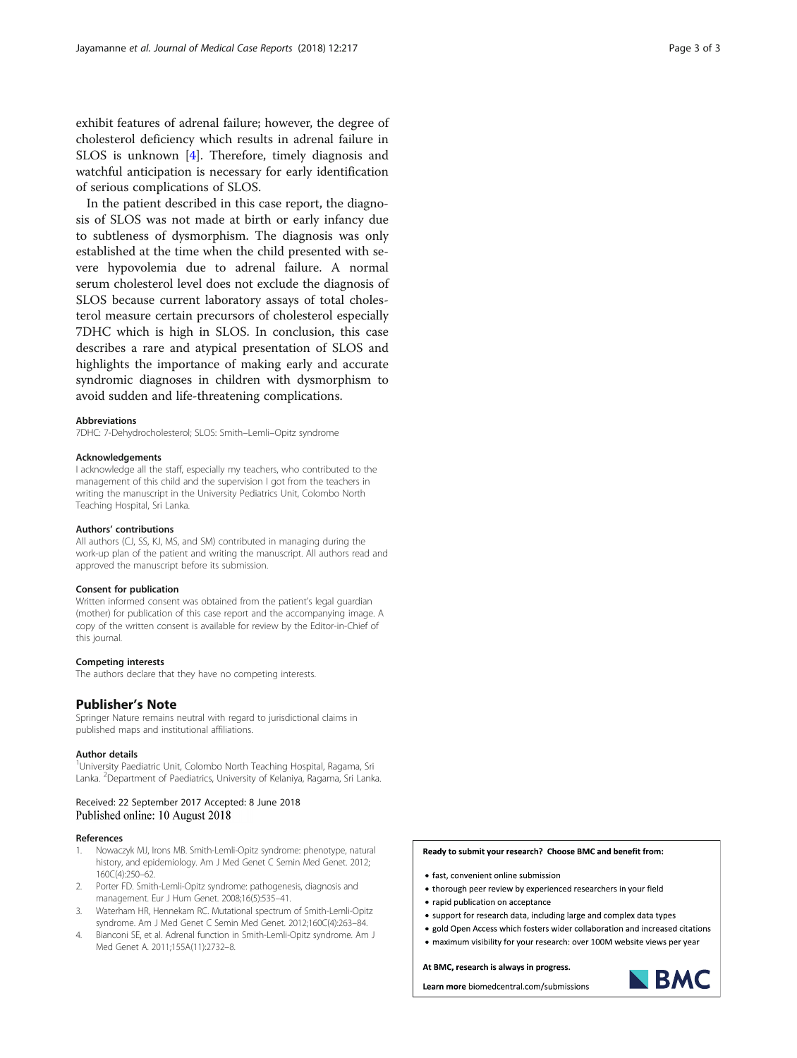exhibit features of adrenal failure; however, the degree of cholesterol deficiency which results in adrenal failure in SLOS is unknown [4]. Therefore, timely diagnosis and watchful anticipation is necessary for early identification of serious complications of SLOS.

In the patient described in this case report, the diagnosis of SLOS was not made at birth or early infancy due to subtleness of dysmorphism. The diagnosis was only established at the time when the child presented with severe hypovolemia due to adrenal failure. A normal serum cholesterol level does not exclude the diagnosis of SLOS because current laboratory assays of total cholesterol measure certain precursors of cholesterol especially 7DHC which is high in SLOS. In conclusion, this case describes a rare and atypical presentation of SLOS and highlights the importance of making early and accurate syndromic diagnoses in children with dysmorphism to avoid sudden and life-threatening complications.

#### Abbreviations
7DHC: 7-Dehydrocholesterol; SLOS: Smith–Lemli–Opitz syndrome

#### Acknowledgements
I acknowledge all the staff, especially my teachers, who contributed to the management of this child and the supervision I got from the teachers in writing the manuscript in the University Pediatrics Unit, Colombo North Teaching Hospital, Sri Lanka.

#### Authors' contributions
All authors (CJ, SS, KJ, MS, and SM) contributed in managing during the work-up plan of the patient and writing the manuscript. All authors read and approved the manuscript before its submission.

#### Consent for publication
Written informed consent was obtained from the patient's legal guardian (mother) for publication of this case report and the accompanying image. A copy of the written consent is available for review by the Editor-in-Chief of this journal.

#### Competing interests
The authors declare that they have no competing interests.

## Publisher's Note
Springer Nature remains neutral with regard to jurisdictional claims in published maps and institutional affiliations.

#### Author details
[1]University Paediatric Unit, Colombo North Teaching Hospital, Ragama, Sri Lanka. [2]Department of Paediatrics, University of Kelaniya, Ragama, Sri Lanka.

Received: 22 September 2017 Accepted: 8 June 2018
Published online: 10 August 2018

#### References
1. Nowaczyk MJ, Irons MB. Smith-Lemli-Opitz syndrome: phenotype, natural history, and epidemiology. Am J Med Genet C Semin Med Genet. 2012; 160C(4):250–62.
2. Porter FD. Smith-Lemli-Opitz syndrome: pathogenesis, diagnosis and management. Eur J Hum Genet. 2008;16(5):535–41.
3. Waterham HR, Hennekam RC. Mutational spectrum of Smith-Lemli-Opitz syndrome. Am J Med Genet C Semin Med Genet. 2012;160C(4):263–84.
4. Bianconi SE, et al. Adrenal function in Smith-Lemli-Opitz syndrome. Am J Med Genet A. 2011;155A(11):2732–8.

**Ready to submit your research? Choose BMC and benefit from:**

- fast, convenient online submission
- thorough peer review by experienced researchers in your field
- rapid publication on acceptance
- support for research data, including large and complex data types
- gold Open Access which fosters wider collaboration and increased citations
- maximum visibility for your research: over 100M website views per year

**At BMC, research is always in progress.**

**Learn more** biomedcentral.com/submissions

BMC